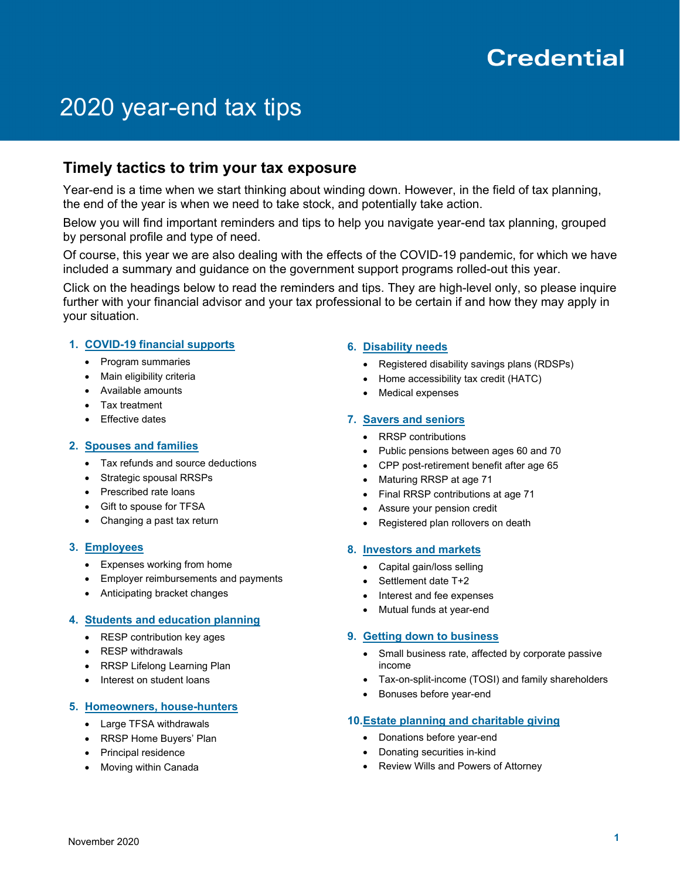Credential

# 2020 year-end tax tips

## Timely tactics to trim your tax exposure

Year-end is a time when we start thinking about winding down. However, in the field of tax planning, the end of the year is when we need to take stock, and potentially take action.

Below you will find important reminders and tips to help you navigate year-end tax planning, grouped by personal profile and type of need.

Of course, this year we are also dealing with the effects of the COVID-19 pandemic, for which we have included a summary and guidance on the government support programs rolled-out this year.

Click on the headings below to read the reminders and tips. They are high-level only, so please inquire further with your financial advisor and your tax professional to be certain if and how they may apply in your situation.

1. **COVID-19 financial supports**
   - Program summaries
   - Main eligibility criteria
   - Available amounts
   - Tax treatment
   - Effective dates

2. **Spouses and families**
   - Tax refunds and source deductions
   - Strategic spousal RRSPs
   - Prescribed rate loans
   - Gift to spouse for TFSA
   - Changing a past tax return

3. **Employees**
   - Expenses working from home
   - Employer reimbursements and payments
   - Anticipating bracket changes

4. **Students and education planning**
   - RESP contribution key ages
   - RESP withdrawals
   - RRSP Lifelong Learning Plan
   - Interest on student loans

5. **Homeowners, house-hunters**
   - Large TFSA withdrawals
   - RRSP Home Buyers' Plan
   - Principal residence
   - Moving within Canada

6. **Disability needs**
   - Registered disability savings plans (RDSPs)
   - Home accessibility tax credit (HATC)
   - Medical expenses

7. **Savers and seniors**
   - RRSP contributions
   - Public pensions between ages 60 and 70
   - CPP post-retirement benefit after age 65
   - Maturing RRSP at age 71
   - Final RRSP contributions at age 71
   - Assure your pension credit
   - Registered plan rollovers on death

8. **Investors and markets**
   - Capital gain/loss selling
   - Settlement date T+2
   - Interest and fee expenses
   - Mutual funds at year-end

9. **Getting down to business**
   - Small business rate, affected by corporate passive income
   - Tax-on-split-income (TOSI) and family shareholders
   - Bonuses before year-end

10. **Estate planning and charitable giving**
    - Donations before year-end
    - Donating securities in-kind
    - Review Wills and Powers of Attorney

November 2020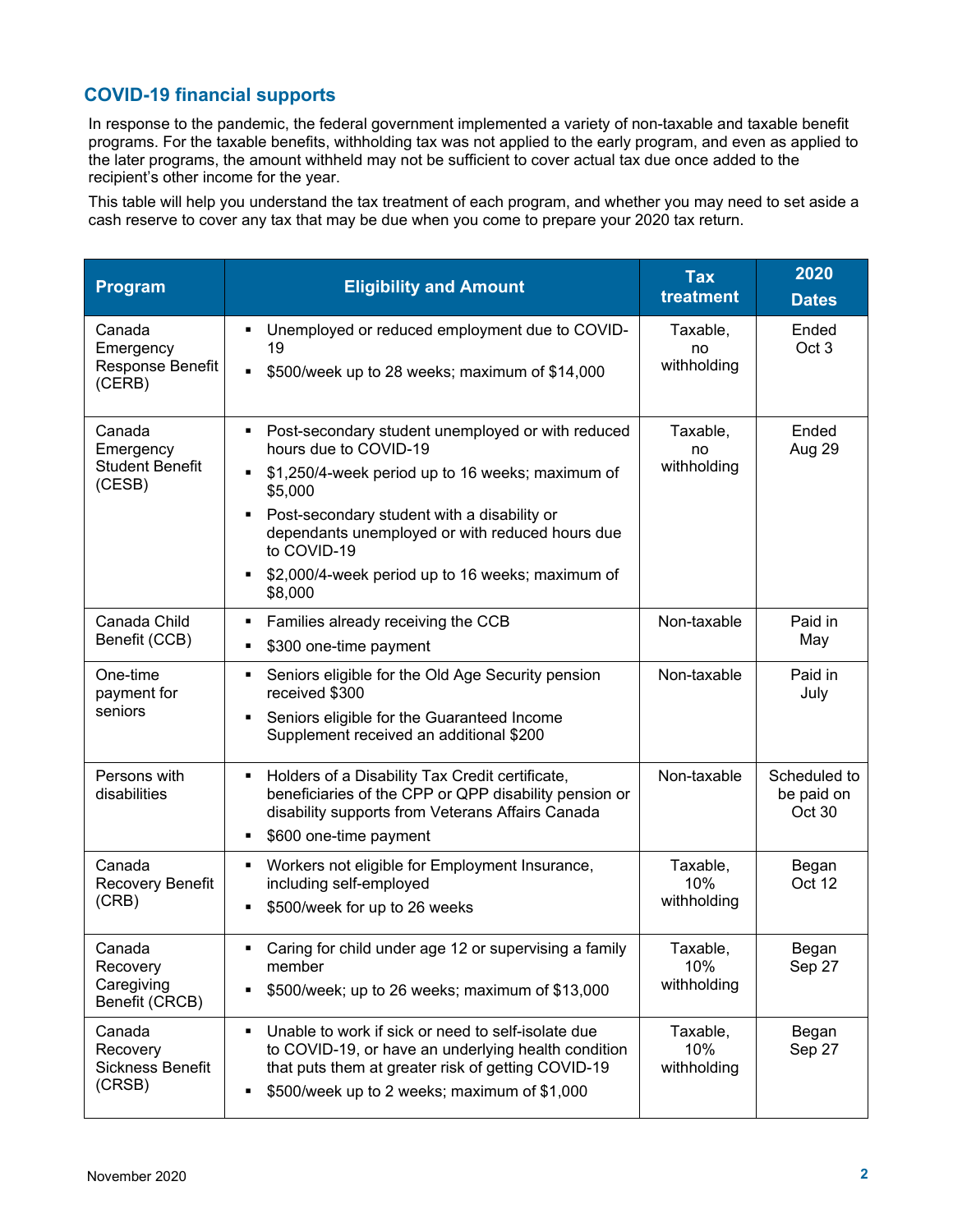## COVID-19 financial supports

In response to the pandemic, the federal government implemented a variety of non-taxable and taxable benefit programs. For the taxable benefits, withholding tax was not applied to the early program, and even as applied to the later programs, the amount withheld may not be sufficient to cover actual tax due once added to the recipient's other income for the year.

This table will help you understand the tax treatment of each program, and whether you may need to set aside a cash reserve to cover any tax that may be due when you come to prepare your 2020 tax return.

| Program | Eligibility and Amount | Tax treatment | 2020 Dates |
|---|---|---|---|
| Canada Emergency Response Benefit (CERB) | ▪ Unemployed or reduced employment due to COVID-19<br>▪ $500/week up to 28 weeks; maximum of $14,000 | Taxable, no withholding | Ended Oct 3 |
| Canada Emergency Student Benefit (CESB) | ▪ Post-secondary student unemployed or with reduced hours due to COVID-19<br>▪ $1,250/4-week period up to 16 weeks; maximum of $5,000<br>▪ Post-secondary student with a disability or dependants unemployed or with reduced hours due to COVID-19<br>▪ $2,000/4-week period up to 16 weeks; maximum of $8,000 | Taxable, no withholding | Ended Aug 29 |
| Canada Child Benefit (CCB) | ▪ Families already receiving the CCB<br>▪ $300 one-time payment | Non-taxable | Paid in May |
| One-time payment for seniors | ▪ Seniors eligible for the Old Age Security pension received $300<br>▪ Seniors eligible for the Guaranteed Income Supplement received an additional $200 | Non-taxable | Paid in July |
| Persons with disabilities | ▪ Holders of a Disability Tax Credit certificate, beneficiaries of the CPP or QPP disability pension or disability supports from Veterans Affairs Canada<br>▪ $600 one-time payment | Non-taxable | Scheduled to be paid on Oct 30 |
| Canada Recovery Benefit (CRB) | ▪ Workers not eligible for Employment Insurance, including self-employed<br>▪ $500/week for up to 26 weeks | Taxable, 10% withholding | Began Oct 12 |
| Canada Recovery Caregiving Benefit (CRCB) | ▪ Caring for child under age 12 or supervising a family member<br>▪ $500/week; up to 26 weeks; maximum of $13,000 | Taxable, 10% withholding | Began Sep 27 |
| Canada Recovery Sickness Benefit (CRSB) | ▪ Unable to work if sick or need to self-isolate due to COVID-19, or have an underlying health condition that puts them at greater risk of getting COVID-19<br>▪ $500/week up to 2 weeks; maximum of $1,000 | Taxable, 10% withholding | Began Sep 27 |

November 2020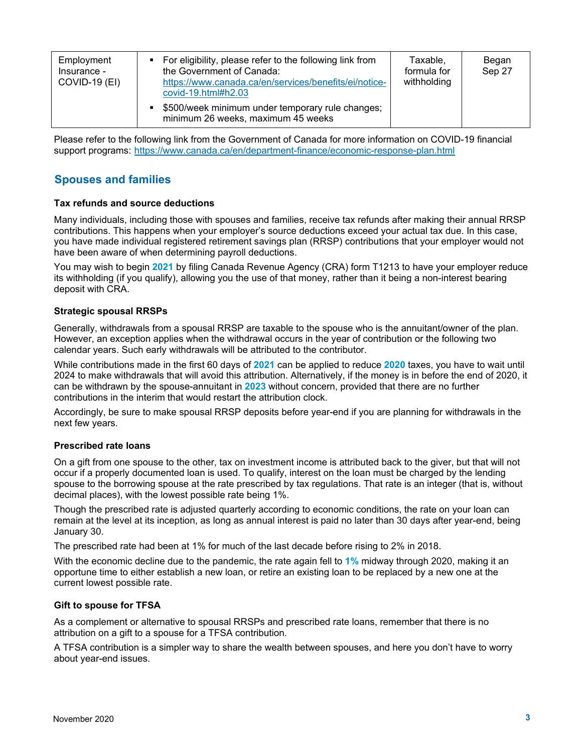| Employment Insurance - COVID-19 (EI) | ▪ For eligibility, please refer to the following link from the Government of Canada: https://www.canada.ca/en/services/benefits/ei/notice-covid-19.html#h2.03<br>▪ $500/week minimum under temporary rule changes; minimum 26 weeks, maximum 45 weeks | Taxable, formula for withholding | Began Sep 27 |
|---|---|---|---|

Please refer to the following link from the Government of Canada for more information on COVID-19 financial support programs: https://www.canada.ca/en/department-finance/economic-response-plan.html

## Spouses and families

### Tax refunds and source deductions

Many individuals, including those with spouses and families, receive tax refunds after making their annual RRSP contributions. This happens when your employer's source deductions exceed your actual tax due. In this case, you have made individual registered retirement savings plan (RRSP) contributions that your employer would not have been aware of when determining payroll deductions.

You may wish to begin **2021** by filing Canada Revenue Agency (CRA) form T1213 to have your employer reduce its withholding (if you qualify), allowing you the use of that money, rather than it being a non-interest bearing deposit with CRA.

### Strategic spousal RRSPs

Generally, withdrawals from a spousal RRSP are taxable to the spouse who is the annuitant/owner of the plan. However, an exception applies when the withdrawal occurs in the year of contribution or the following two calendar years. Such early withdrawals will be attributed to the contributor.

While contributions made in the first 60 days of **2021** can be applied to reduce **2020** taxes, you have to wait until 2024 to make withdrawals that will avoid this attribution. Alternatively, if the money is in before the end of 2020, it can be withdrawn by the spouse-annuitant in **2023** without concern, provided that there are no further contributions in the interim that would restart the attribution clock.

Accordingly, be sure to make spousal RRSP deposits before year-end if you are planning for withdrawals in the next few years.

### Prescribed rate loans

On a gift from one spouse to the other, tax on investment income is attributed back to the giver, but that will not occur if a properly documented loan is used. To qualify, interest on the loan must be charged by the lending spouse to the borrowing spouse at the rate prescribed by tax regulations. That rate is an integer (that is, without decimal places), with the lowest possible rate being 1%.

Though the prescribed rate is adjusted quarterly according to economic conditions, the rate on your loan can remain at the level at its inception, as long as annual interest is paid no later than 30 days after year-end, being January 30.

The prescribed rate had been at 1% for much of the last decade before rising to 2% in 2018.

With the economic decline due to the pandemic, the rate again fell to **1%** midway through 2020, making it an opportune time to either establish a new loan, or retire an existing loan to be replaced by a new one at the current lowest possible rate.

### Gift to spouse for TFSA

As a complement or alternative to spousal RRSPs and prescribed rate loans, remember that there is no attribution on a gift to a spouse for a TFSA contribution.

A TFSA contribution is a simpler way to share the wealth between spouses, and here you don't have to worry about year-end issues.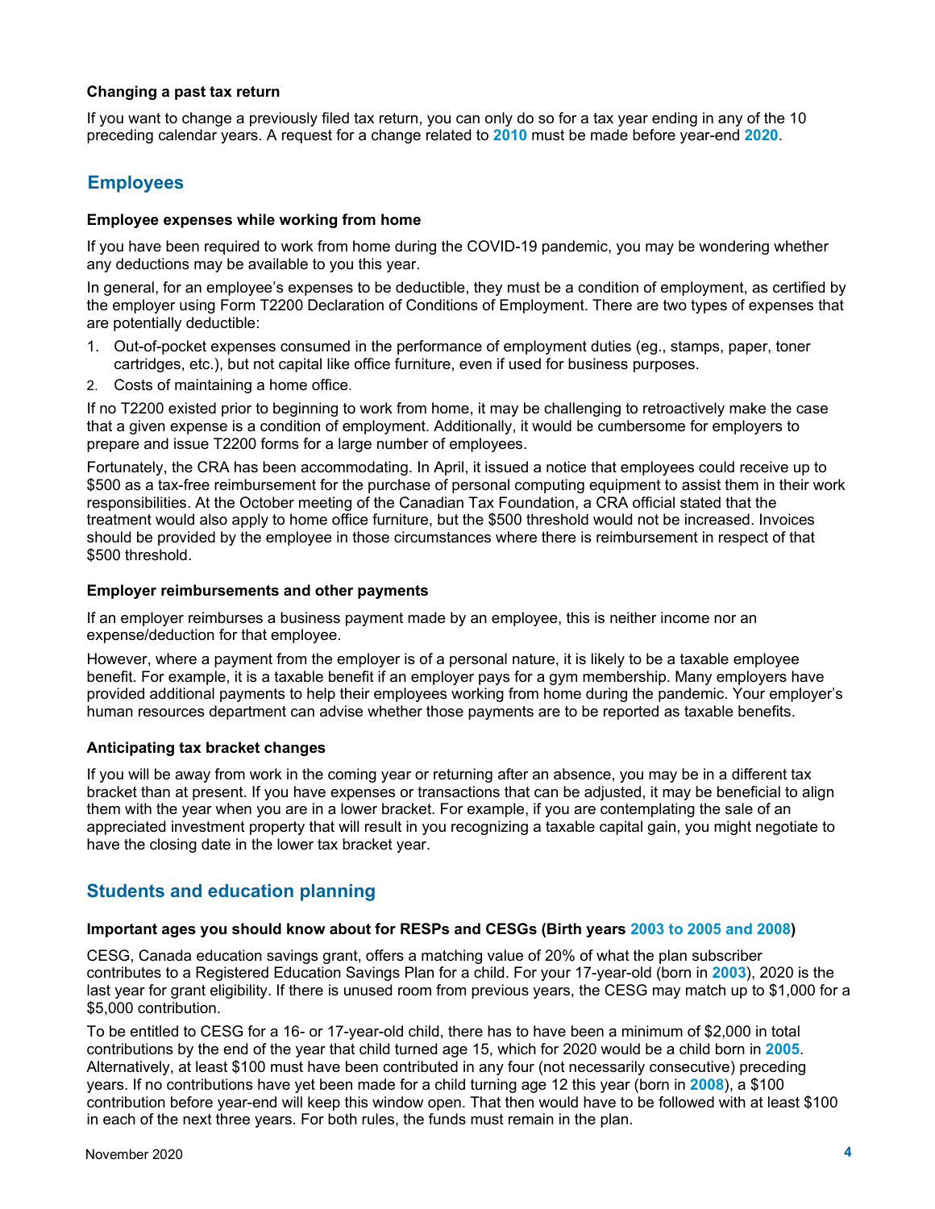#### Changing a past tax return

If you want to change a previously filed tax return, you can only do so for a tax year ending in any of the 10 preceding calendar years. A request for a change related to **2010** must be made before year-end **2020**.

## Employees

#### Employee expenses while working from home

If you have been required to work from home during the COVID-19 pandemic, you may be wondering whether any deductions may be available to you this year.

In general, for an employee's expenses to be deductible, they must be a condition of employment, as certified by the employer using Form T2200 Declaration of Conditions of Employment. There are two types of expenses that are potentially deductible:

1. Out-of-pocket expenses consumed in the performance of employment duties (eg., stamps, paper, toner cartridges, etc.), but not capital like office furniture, even if used for business purposes.
2. Costs of maintaining a home office.

If no T2200 existed prior to beginning to work from home, it may be challenging to retroactively make the case that a given expense is a condition of employment. Additionally, it would be cumbersome for employers to prepare and issue T2200 forms for a large number of employees.

Fortunately, the CRA has been accommodating. In April, it issued a notice that employees could receive up to $500 as a tax-free reimbursement for the purchase of personal computing equipment to assist them in their work responsibilities. At the October meeting of the Canadian Tax Foundation, a CRA official stated that the treatment would also apply to home office furniture, but the $500 threshold would not be increased. Invoices should be provided by the employee in those circumstances where there is reimbursement in respect of that $500 threshold.

#### Employer reimbursements and other payments

If an employer reimburses a business payment made by an employee, this is neither income nor an expense/deduction for that employee.

However, where a payment from the employer is of a personal nature, it is likely to be a taxable employee benefit. For example, it is a taxable benefit if an employer pays for a gym membership. Many employers have provided additional payments to help their employees working from home during the pandemic. Your employer's human resources department can advise whether those payments are to be reported as taxable benefits.

#### Anticipating tax bracket changes

If you will be away from work in the coming year or returning after an absence, you may be in a different tax bracket than at present. If you have expenses or transactions that can be adjusted, it may be beneficial to align them with the year when you are in a lower bracket. For example, if you are contemplating the sale of an appreciated investment property that will result in you recognizing a taxable capital gain, you might negotiate to have the closing date in the lower tax bracket year.

## Students and education planning

#### Important ages you should know about for RESPs and CESGs (Birth years 2003 to 2005 and 2008)

CESG, Canada education savings grant, offers a matching value of 20% of what the plan subscriber contributes to a Registered Education Savings Plan for a child. For your 17-year-old (born in **2003**), 2020 is the last year for grant eligibility. If there is unused room from previous years, the CESG may match up to $1,000 for a $5,000 contribution.

To be entitled to CESG for a 16- or 17-year-old child, there has to have been a minimum of $2,000 in total contributions by the end of the year that child turned age 15, which for 2020 would be a child born in **2005**. Alternatively, at least $100 must have been contributed in any four (not necessarily consecutive) preceding years. If no contributions have yet been made for a child turning age 12 this year (born in **2008**), a $100 contribution before year-end will keep this window open. That then would have to be followed with at least $100 in each of the next three years. For both rules, the funds must remain in the plan.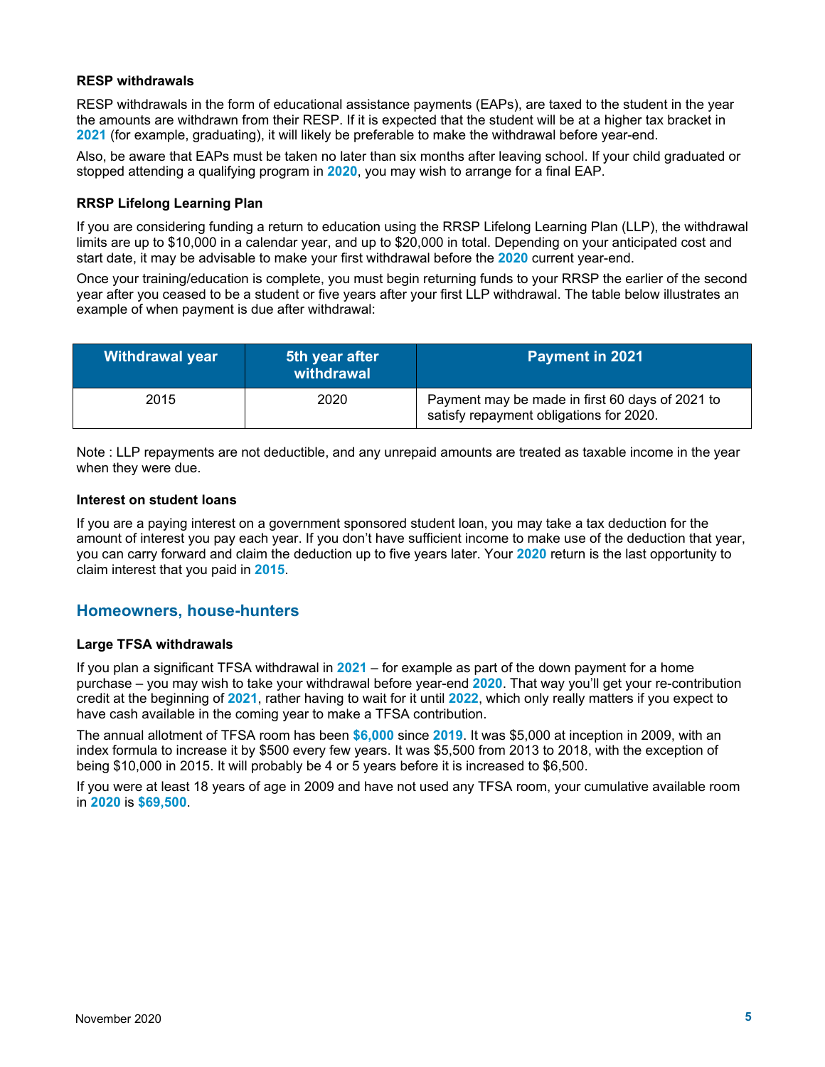### RESP withdrawals

RESP withdrawals in the form of educational assistance payments (EAPs), are taxed to the student in the year the amounts are withdrawn from their RESP. If it is expected that the student will be at a higher tax bracket in **2021** (for example, graduating), it will likely be preferable to make the withdrawal before year-end.

Also, be aware that EAPs must be taken no later than six months after leaving school. If your child graduated or stopped attending a qualifying program in **2020**, you may wish to arrange for a final EAP.

### RRSP Lifelong Learning Plan

If you are considering funding a return to education using the RRSP Lifelong Learning Plan (LLP), the withdrawal limits are up to $10,000 in a calendar year, and up to $20,000 in total. Depending on your anticipated cost and start date, it may be advisable to make your first withdrawal before the **2020** current year-end.

Once your training/education is complete, you must begin returning funds to your RRSP the earlier of the second year after you ceased to be a student or five years after your first LLP withdrawal. The table below illustrates an example of when payment is due after withdrawal:

| Withdrawal year | 5th year after withdrawal | Payment in 2021 |
|---|---|---|
| 2015 | 2020 | Payment may be made in first 60 days of 2021 to satisfy repayment obligations for 2020. |

Note : LLP repayments are not deductible, and any unrepaid amounts are treated as taxable income in the year when they were due.

### Interest on student loans

If you are a paying interest on a government sponsored student loan, you may take a tax deduction for the amount of interest you pay each year. If you don't have sufficient income to make use of the deduction that year, you can carry forward and claim the deduction up to five years later. Your **2020** return is the last opportunity to claim interest that you paid in **2015**.

## Homeowners, house-hunters

### Large TFSA withdrawals

If you plan a significant TFSA withdrawal in **2021** – for example as part of the down payment for a home purchase – you may wish to take your withdrawal before year-end **2020**. That way you'll get your re-contribution credit at the beginning of **2021**, rather having to wait for it until **2022**, which only really matters if you expect to have cash available in the coming year to make a TFSA contribution.

The annual allotment of TFSA room has been **$6,000** since **2019**. It was $5,000 at inception in 2009, with an index formula to increase it by $500 every few years. It was $5,500 from 2013 to 2018, with the exception of being $10,000 in 2015. It will probably be 4 or 5 years before it is increased to $6,500.

If you were at least 18 years of age in 2009 and have not used any TFSA room, your cumulative available room in **2020** is **$69,500**.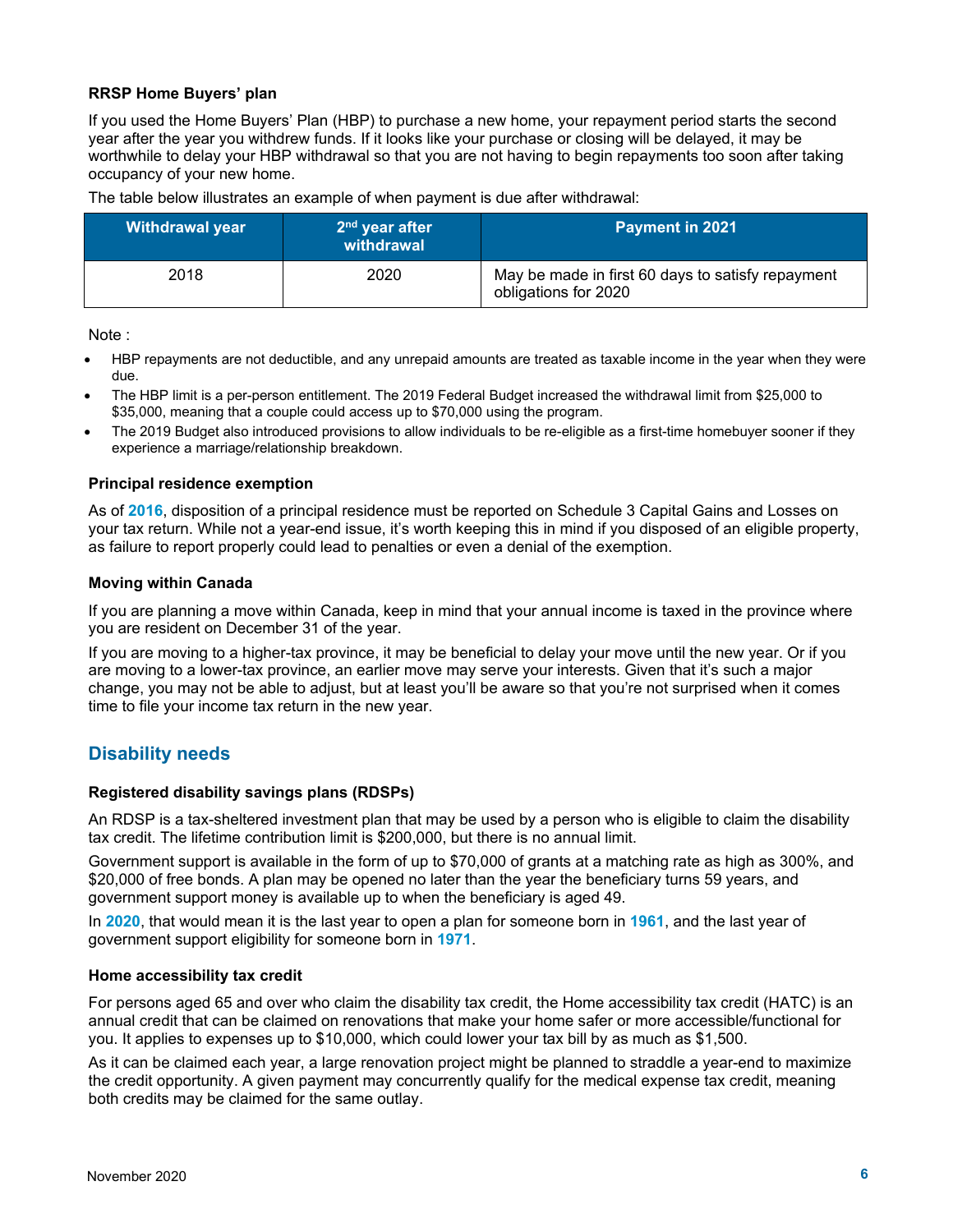### RRSP Home Buyers' plan

If you used the Home Buyers' Plan (HBP) to purchase a new home, your repayment period starts the second year after the year you withdrew funds. If it looks like your purchase or closing will be delayed, it may be worthwhile to delay your HBP withdrawal so that you are not having to begin repayments too soon after taking occupancy of your new home.

The table below illustrates an example of when payment is due after withdrawal:

| Withdrawal year | 2nd year after withdrawal | Payment in 2021 |
|---|---|---|
| 2018 | 2020 | May be made in first 60 days to satisfy repayment obligations for 2020 |

Note :

- HBP repayments are not deductible, and any unrepaid amounts are treated as taxable income in the year when they were due.
- The HBP limit is a per-person entitlement. The 2019 Federal Budget increased the withdrawal limit from $25,000 to $35,000, meaning that a couple could access up to $70,000 using the program.
- The 2019 Budget also introduced provisions to allow individuals to be re-eligible as a first-time homebuyer sooner if they experience a marriage/relationship breakdown.

### Principal residence exemption

As of **2016**, disposition of a principal residence must be reported on Schedule 3 Capital Gains and Losses on your tax return. While not a year-end issue, it's worth keeping this in mind if you disposed of an eligible property, as failure to report properly could lead to penalties or even a denial of the exemption.

### Moving within Canada

If you are planning a move within Canada, keep in mind that your annual income is taxed in the province where you are resident on December 31 of the year.

If you are moving to a higher-tax province, it may be beneficial to delay your move until the new year. Or if you are moving to a lower-tax province, an earlier move may serve your interests. Given that it's such a major change, you may not be able to adjust, but at least you'll be aware so that you're not surprised when it comes time to file your income tax return in the new year.

## Disability needs

### Registered disability savings plans (RDSPs)

An RDSP is a tax-sheltered investment plan that may be used by a person who is eligible to claim the disability tax credit. The lifetime contribution limit is $200,000, but there is no annual limit.

Government support is available in the form of up to $70,000 of grants at a matching rate as high as 300%, and $20,000 of free bonds. A plan may be opened no later than the year the beneficiary turns 59 years, and government support money is available up to when the beneficiary is aged 49.

In **2020**, that would mean it is the last year to open a plan for someone born in **1961**, and the last year of government support eligibility for someone born in **1971**.

### Home accessibility tax credit

For persons aged 65 and over who claim the disability tax credit, the Home accessibility tax credit (HATC) is an annual credit that can be claimed on renovations that make your home safer or more accessible/functional for you. It applies to expenses up to $10,000, which could lower your tax bill by as much as $1,500.

As it can be claimed each year, a large renovation project might be planned to straddle a year-end to maximize the credit opportunity. A given payment may concurrently qualify for the medical expense tax credit, meaning both credits may be claimed for the same outlay.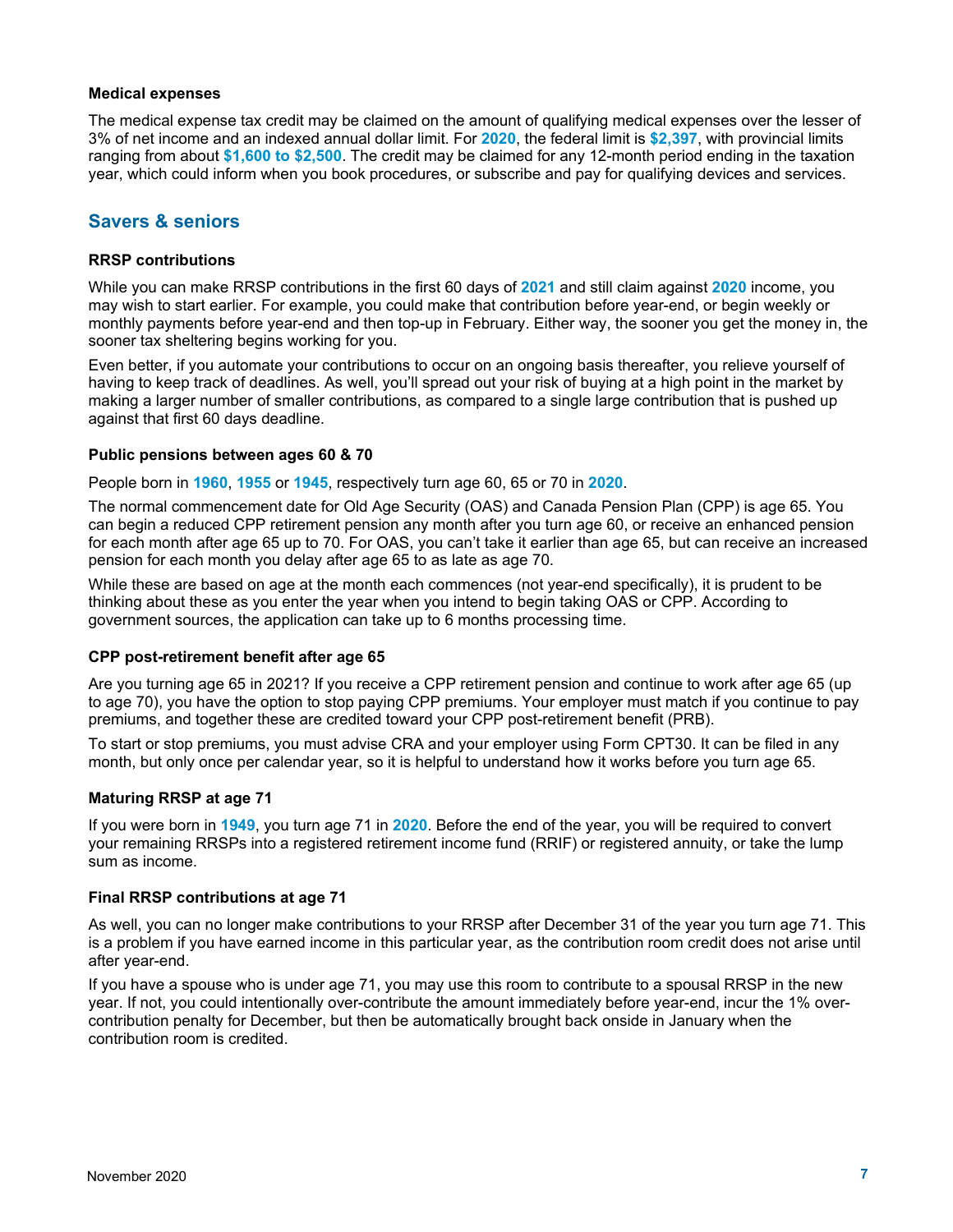### Medical expenses

The medical expense tax credit may be claimed on the amount of qualifying medical expenses over the lesser of 3% of net income and an indexed annual dollar limit. For **2020**, the federal limit is **$2,397**, with provincial limits ranging from about **$1,600 to $2,500**. The credit may be claimed for any 12-month period ending in the taxation year, which could inform when you book procedures, or subscribe and pay for qualifying devices and services.

## Savers & seniors

### RRSP contributions

While you can make RRSP contributions in the first 60 days of **2021** and still claim against **2020** income, you may wish to start earlier. For example, you could make that contribution before year-end, or begin weekly or monthly payments before year-end and then top-up in February. Either way, the sooner you get the money in, the sooner tax sheltering begins working for you.

Even better, if you automate your contributions to occur on an ongoing basis thereafter, you relieve yourself of having to keep track of deadlines. As well, you'll spread out your risk of buying at a high point in the market by making a larger number of smaller contributions, as compared to a single large contribution that is pushed up against that first 60 days deadline.

### Public pensions between ages 60 & 70

People born in **1960**, **1955** or **1945**, respectively turn age 60, 65 or 70 in **2020**.

The normal commencement date for Old Age Security (OAS) and Canada Pension Plan (CPP) is age 65. You can begin a reduced CPP retirement pension any month after you turn age 60, or receive an enhanced pension for each month after age 65 up to 70. For OAS, you can't take it earlier than age 65, but can receive an increased pension for each month you delay after age 65 to as late as age 70.

While these are based on age at the month each commences (not year-end specifically), it is prudent to be thinking about these as you enter the year when you intend to begin taking OAS or CPP. According to government sources, the application can take up to 6 months processing time.

### CPP post-retirement benefit after age 65

Are you turning age 65 in 2021? If you receive a CPP retirement pension and continue to work after age 65 (up to age 70), you have the option to stop paying CPP premiums. Your employer must match if you continue to pay premiums, and together these are credited toward your CPP post-retirement benefit (PRB).

To start or stop premiums, you must advise CRA and your employer using Form CPT30. It can be filed in any month, but only once per calendar year, so it is helpful to understand how it works before you turn age 65.

### Maturing RRSP at age 71

If you were born in **1949**, you turn age 71 in **2020**. Before the end of the year, you will be required to convert your remaining RRSPs into a registered retirement income fund (RRIF) or registered annuity, or take the lump sum as income.

### Final RRSP contributions at age 71

As well, you can no longer make contributions to your RRSP after December 31 of the year you turn age 71. This is a problem if you have earned income in this particular year, as the contribution room credit does not arise until after year-end.

If you have a spouse who is under age 71, you may use this room to contribute to a spousal RRSP in the new year. If not, you could intentionally over-contribute the amount immediately before year-end, incur the 1% over-contribution penalty for December, but then be automatically brought back onside in January when the contribution room is credited.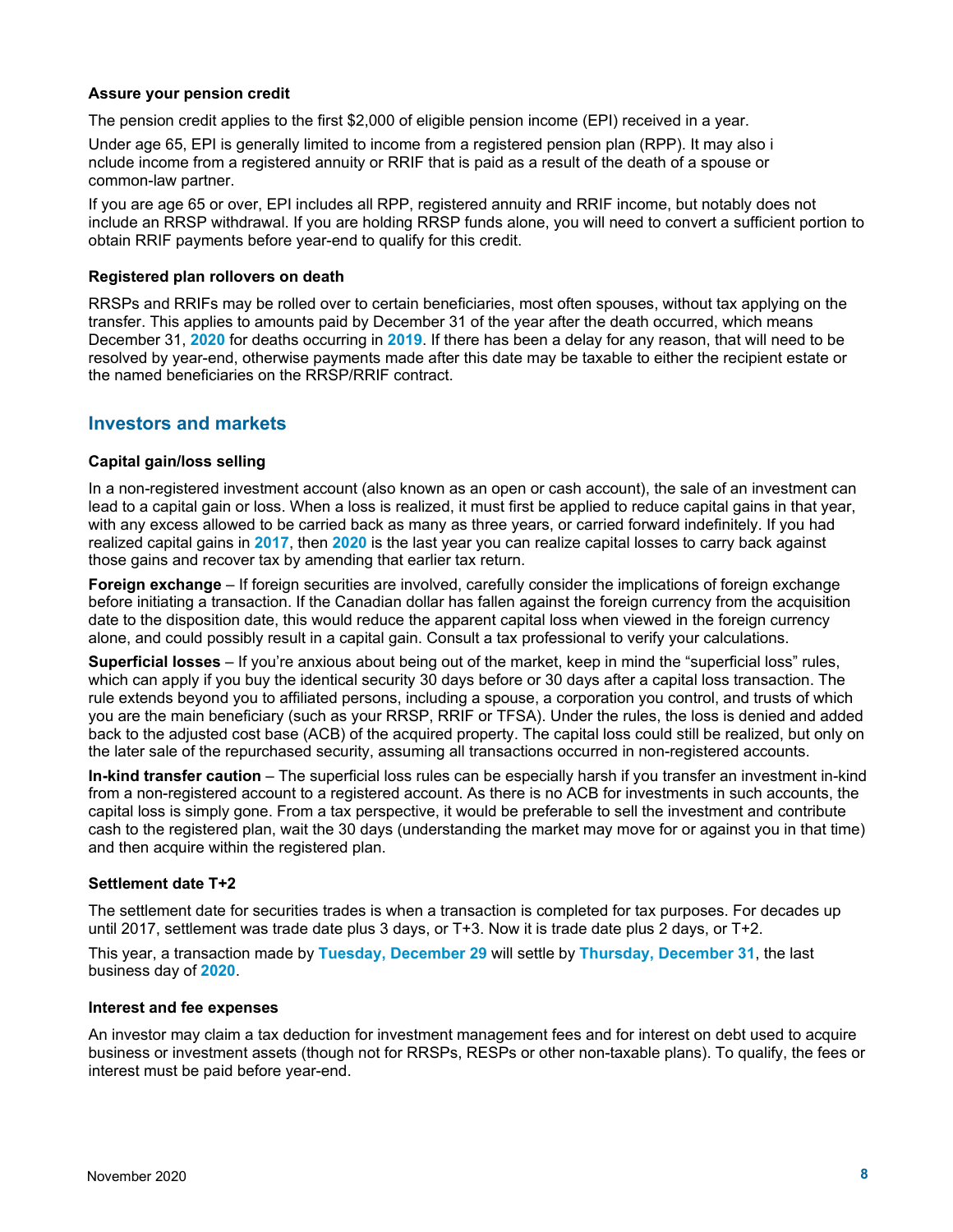#### Assure your pension credit

The pension credit applies to the first $2,000 of eligible pension income (EPI) received in a year.

Under age 65, EPI is generally limited to income from a registered pension plan (RPP). It may also include income from a registered annuity or RRIF that is paid as a result of the death of a spouse or common-law partner.

If you are age 65 or over, EPI includes all RPP, registered annuity and RRIF income, but notably does not include an RRSP withdrawal. If you are holding RRSP funds alone, you will need to convert a sufficient portion to obtain RRIF payments before year-end to qualify for this credit.

#### Registered plan rollovers on death

RRSPs and RRIFs may be rolled over to certain beneficiaries, most often spouses, without tax applying on the transfer. This applies to amounts paid by December 31 of the year after the death occurred, which means December 31, **2020** for deaths occurring in **2019**. If there has been a delay for any reason, that will need to be resolved by year-end, otherwise payments made after this date may be taxable to either the recipient estate or the named beneficiaries on the RRSP/RRIF contract.

## Investors and markets

#### Capital gain/loss selling

In a non-registered investment account (also known as an open or cash account), the sale of an investment can lead to a capital gain or loss. When a loss is realized, it must first be applied to reduce capital gains in that year, with any excess allowed to be carried back as many as three years, or carried forward indefinitely. If you had realized capital gains in **2017**, then **2020** is the last year you can realize capital losses to carry back against those gains and recover tax by amending that earlier tax return.

**Foreign exchange** – If foreign securities are involved, carefully consider the implications of foreign exchange before initiating a transaction. If the Canadian dollar has fallen against the foreign currency from the acquisition date to the disposition date, this would reduce the apparent capital loss when viewed in the foreign currency alone, and could possibly result in a capital gain. Consult a tax professional to verify your calculations.

**Superficial losses** – If you're anxious about being out of the market, keep in mind the "superficial loss" rules, which can apply if you buy the identical security 30 days before or 30 days after a capital loss transaction. The rule extends beyond you to affiliated persons, including a spouse, a corporation you control, and trusts of which you are the main beneficiary (such as your RRSP, RRIF or TFSA). Under the rules, the loss is denied and added back to the adjusted cost base (ACB) of the acquired property. The capital loss could still be realized, but only on the later sale of the repurchased security, assuming all transactions occurred in non-registered accounts.

**In-kind transfer caution** – The superficial loss rules can be especially harsh if you transfer an investment in-kind from a non-registered account to a registered account. As there is no ACB for investments in such accounts, the capital loss is simply gone. From a tax perspective, it would be preferable to sell the investment and contribute cash to the registered plan, wait the 30 days (understanding the market may move for or against you in that time) and then acquire within the registered plan.

#### Settlement date T+2

The settlement date for securities trades is when a transaction is completed for tax purposes. For decades up until 2017, settlement was trade date plus 3 days, or T+3. Now it is trade date plus 2 days, or T+2.

This year, a transaction made by **Tuesday, December 29** will settle by **Thursday, December 31**, the last business day of **2020**.

#### Interest and fee expenses

An investor may claim a tax deduction for investment management fees and for interest on debt used to acquire business or investment assets (though not for RRSPs, RESPs or other non-taxable plans). To qualify, the fees or interest must be paid before year-end.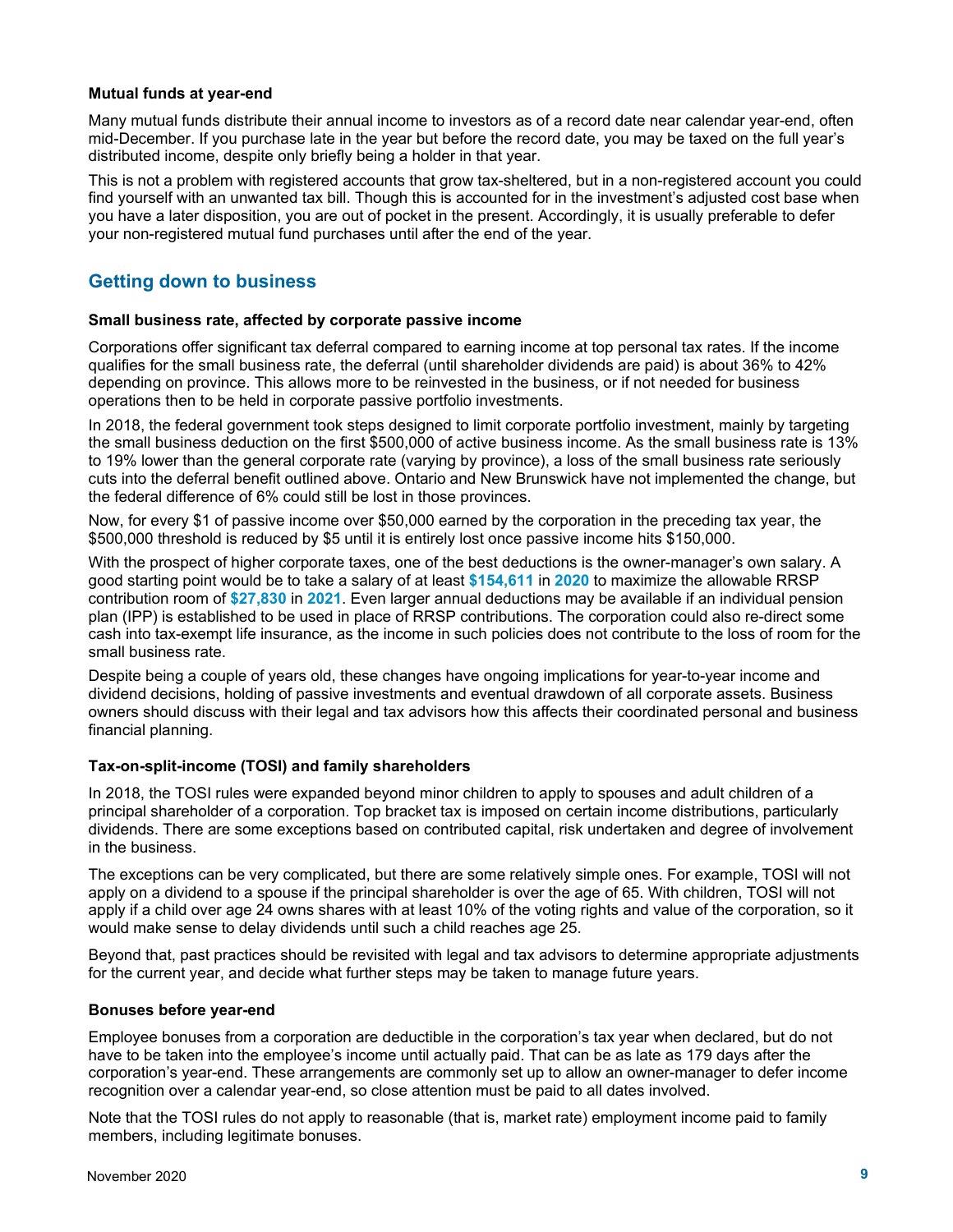**Mutual funds at year-end**

Many mutual funds distribute their annual income to investors as of a record date near calendar year-end, often mid-December. If you purchase late in the year but before the record date, you may be taxed on the full year's distributed income, despite only briefly being a holder in that year.

This is not a problem with registered accounts that grow tax-sheltered, but in a non-registered account you could find yourself with an unwanted tax bill. Though this is accounted for in the investment's adjusted cost base when you have a later disposition, you are out of pocket in the present. Accordingly, it is usually preferable to defer your non-registered mutual fund purchases until after the end of the year.

## Getting down to business

**Small business rate, affected by corporate passive income**

Corporations offer significant tax deferral compared to earning income at top personal tax rates. If the income qualifies for the small business rate, the deferral (until shareholder dividends are paid) is about 36% to 42% depending on province. This allows more to be reinvested in the business, or if not needed for business operations then to be held in corporate passive portfolio investments.

In 2018, the federal government took steps designed to limit corporate portfolio investment, mainly by targeting the small business deduction on the first $500,000 of active business income. As the small business rate is 13% to 19% lower than the general corporate rate (varying by province), a loss of the small business rate seriously cuts into the deferral benefit outlined above. Ontario and New Brunswick have not implemented the change, but the federal difference of 6% could still be lost in those provinces.

Now, for every $1 of passive income over $50,000 earned by the corporation in the preceding tax year, the $500,000 threshold is reduced by $5 until it is entirely lost once passive income hits $150,000.

With the prospect of higher corporate taxes, one of the best deductions is the owner-manager's own salary. A good starting point would be to take a salary of at least **$154,611** in **2020** to maximize the allowable RRSP contribution room of **$27,830** in **2021**. Even larger annual deductions may be available if an individual pension plan (IPP) is established to be used in place of RRSP contributions. The corporation could also re-direct some cash into tax-exempt life insurance, as the income in such policies does not contribute to the loss of room for the small business rate.

Despite being a couple of years old, these changes have ongoing implications for year-to-year income and dividend decisions, holding of passive investments and eventual drawdown of all corporate assets. Business owners should discuss with their legal and tax advisors how this affects their coordinated personal and business financial planning.

**Tax-on-split-income (TOSI) and family shareholders**

In 2018, the TOSI rules were expanded beyond minor children to apply to spouses and adult children of a principal shareholder of a corporation. Top bracket tax is imposed on certain income distributions, particularly dividends. There are some exceptions based on contributed capital, risk undertaken and degree of involvement in the business.

The exceptions can be very complicated, but there are some relatively simple ones. For example, TOSI will not apply on a dividend to a spouse if the principal shareholder is over the age of 65. With children, TOSI will not apply if a child over age 24 owns shares with at least 10% of the voting rights and value of the corporation, so it would make sense to delay dividends until such a child reaches age 25.

Beyond that, past practices should be revisited with legal and tax advisors to determine appropriate adjustments for the current year, and decide what further steps may be taken to manage future years.

**Bonuses before year-end**

Employee bonuses from a corporation are deductible in the corporation's tax year when declared, but do not have to be taken into the employee's income until actually paid. That can be as late as 179 days after the corporation's year-end. These arrangements are commonly set up to allow an owner-manager to defer income recognition over a calendar year-end, so close attention must be paid to all dates involved.

Note that the TOSI rules do not apply to reasonable (that is, market rate) employment income paid to family members, including legitimate bonuses.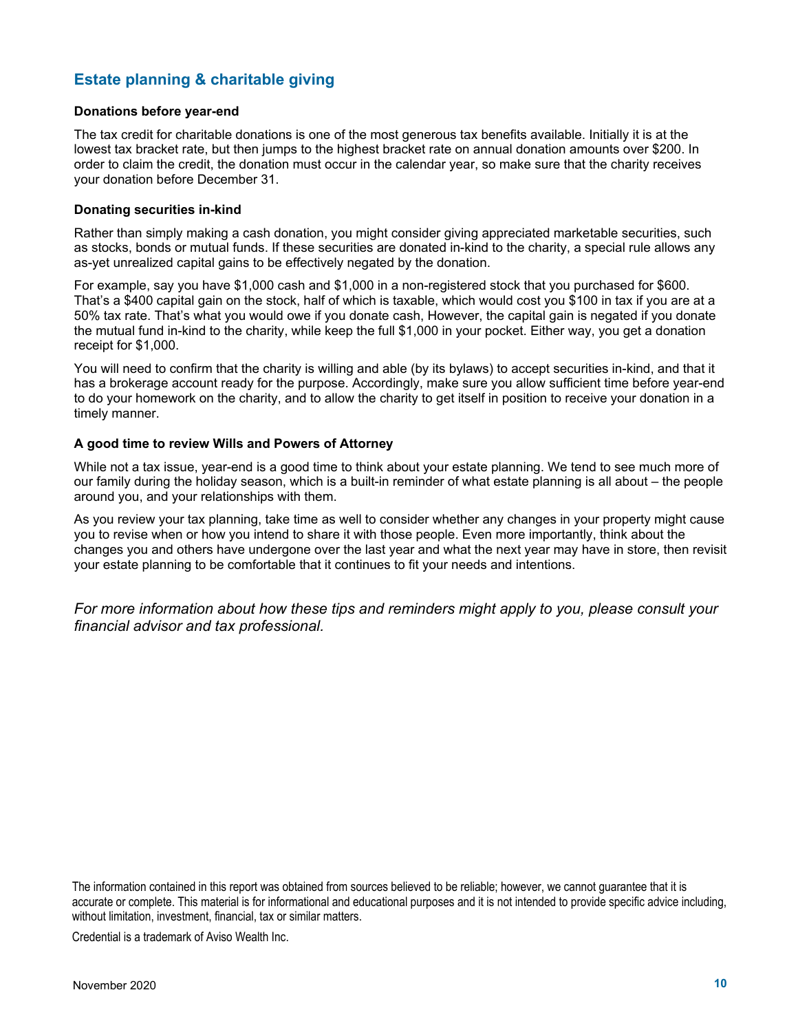## Estate planning & charitable giving

**Donations before year-end**

The tax credit for charitable donations is one of the most generous tax benefits available. Initially it is at the lowest tax bracket rate, but then jumps to the highest bracket rate on annual donation amounts over $200. In order to claim the credit, the donation must occur in the calendar year, so make sure that the charity receives your donation before December 31.

**Donating securities in-kind**

Rather than simply making a cash donation, you might consider giving appreciated marketable securities, such as stocks, bonds or mutual funds. If these securities are donated in-kind to the charity, a special rule allows any as-yet unrealized capital gains to be effectively negated by the donation.

For example, say you have $1,000 cash and $1,000 in a non-registered stock that you purchased for $600. That's a $400 capital gain on the stock, half of which is taxable, which would cost you $100 in tax if you are at a 50% tax rate. That's what you would owe if you donate cash, However, the capital gain is negated if you donate the mutual fund in-kind to the charity, while keep the full $1,000 in your pocket. Either way, you get a donation receipt for $1,000.

You will need to confirm that the charity is willing and able (by its bylaws) to accept securities in-kind, and that it has a brokerage account ready for the purpose. Accordingly, make sure you allow sufficient time before year-end to do your homework on the charity, and to allow the charity to get itself in position to receive your donation in a timely manner.

**A good time to review Wills and Powers of Attorney**

While not a tax issue, year-end is a good time to think about your estate planning. We tend to see much more of our family during the holiday season, which is a built-in reminder of what estate planning is all about – the people around you, and your relationships with them.

As you review your tax planning, take time as well to consider whether any changes in your property might cause you to revise when or how you intend to share it with those people. Even more importantly, think about the changes you and others have undergone over the last year and what the next year may have in store, then revisit your estate planning to be comfortable that it continues to fit your needs and intentions.

*For more information about how these tips and reminders might apply to you, please consult your financial advisor and tax professional.*

The information contained in this report was obtained from sources believed to be reliable; however, we cannot guarantee that it is accurate or complete. This material is for informational and educational purposes and it is not intended to provide specific advice including, without limitation, investment, financial, tax or similar matters.

Credential is a trademark of Aviso Wealth Inc.

November 2020